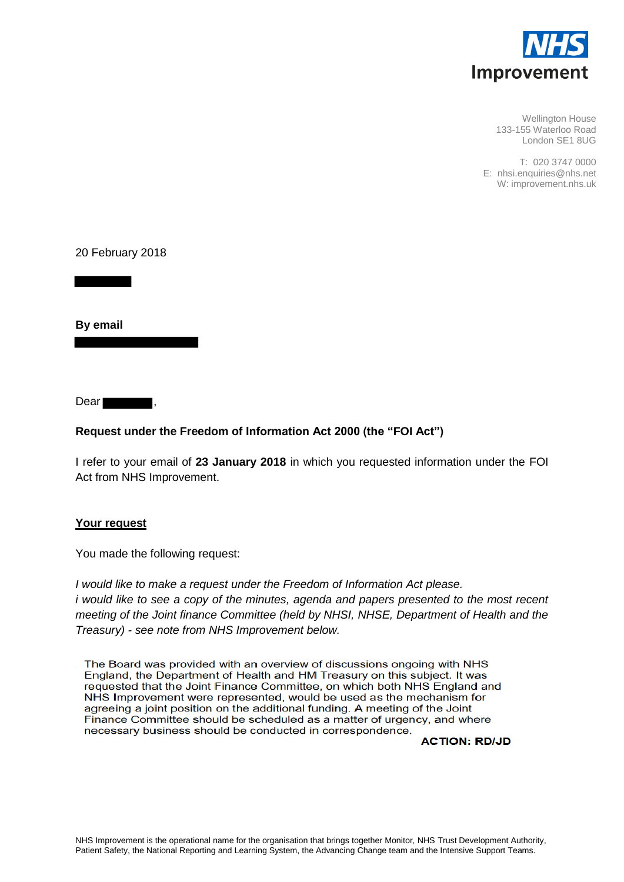**NHS Improvement**

Wellington House
133-155 Waterloo Road
London SE1 8UG

T: 020 3747 0000
E: nhsi.enquiries@nhs.net
W: improvement.nhs.uk

20 February 2018

**By email**

Dear ,

**Request under the Freedom of Information Act 2000 (the "FOI Act")**

I refer to your email of **23 January 2018** in which you requested information under the FOI Act from NHS Improvement.

## Your request

You made the following request:

*I would like to make a request under the Freedom of Information Act please.*
*i would like to see a copy of the minutes, agenda and papers presented to the most recent meeting of the Joint finance Committee (held by NHSI, NHSE, Department of Health and the Treasury) - see note from NHS Improvement below.*

The Board was provided with an overview of discussions ongoing with NHS England, the Department of Health and HM Treasury on this subject. It was requested that the Joint Finance Committee, on which both NHS England and NHS Improvement were represented, would be used as the mechanism for agreeing a joint position on the additional funding. A meeting of the Joint Finance Committee should be scheduled as a matter of urgency, and where necessary business should be conducted in correspondence.

**ACTION: RD/JD**

NHS Improvement is the operational name for the organisation that brings together Monitor, NHS Trust Development Authority, Patient Safety, the National Reporting and Learning System, the Advancing Change team and the Intensive Support Teams.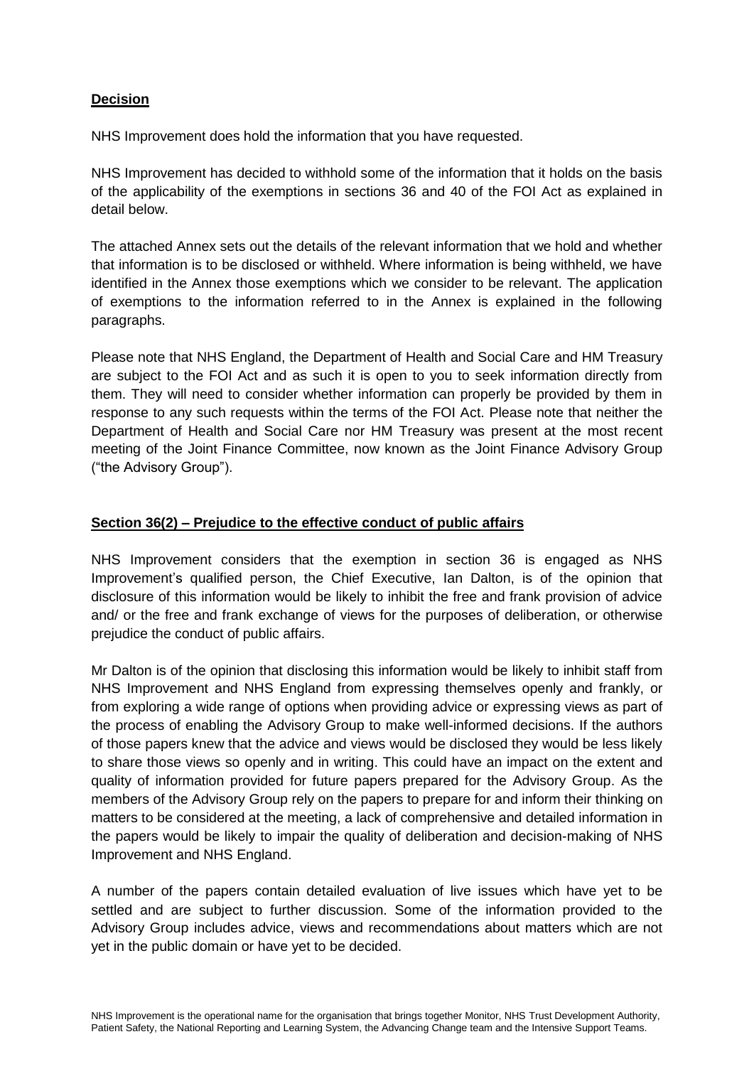**Decision**

NHS Improvement does hold the information that you have requested.

NHS Improvement has decided to withhold some of the information that it holds on the basis of the applicability of the exemptions in sections 36 and 40 of the FOI Act as explained in detail below.

The attached Annex sets out the details of the relevant information that we hold and whether that information is to be disclosed or withheld. Where information is being withheld, we have identified in the Annex those exemptions which we consider to be relevant. The application of exemptions to the information referred to in the Annex is explained in the following paragraphs.

Please note that NHS England, the Department of Health and Social Care and HM Treasury are subject to the FOI Act and as such it is open to you to seek information directly from them. They will need to consider whether information can properly be provided by them in response to any such requests within the terms of the FOI Act. Please note that neither the Department of Health and Social Care nor HM Treasury was present at the most recent meeting of the Joint Finance Committee, now known as the Joint Finance Advisory Group ("the Advisory Group").

**Section 36(2) – Prejudice to the effective conduct of public affairs**

NHS Improvement considers that the exemption in section 36 is engaged as NHS Improvement's qualified person, the Chief Executive, Ian Dalton, is of the opinion that disclosure of this information would be likely to inhibit the free and frank provision of advice and/ or the free and frank exchange of views for the purposes of deliberation, or otherwise prejudice the conduct of public affairs.

Mr Dalton is of the opinion that disclosing this information would be likely to inhibit staff from NHS Improvement and NHS England from expressing themselves openly and frankly, or from exploring a wide range of options when providing advice or expressing views as part of the process of enabling the Advisory Group to make well-informed decisions. If the authors of those papers knew that the advice and views would be disclosed they would be less likely to share those views so openly and in writing. This could have an impact on the extent and quality of information provided for future papers prepared for the Advisory Group. As the members of the Advisory Group rely on the papers to prepare for and inform their thinking on matters to be considered at the meeting, a lack of comprehensive and detailed information in the papers would be likely to impair the quality of deliberation and decision-making of NHS Improvement and NHS England.

A number of the papers contain detailed evaluation of live issues which have yet to be settled and are subject to further discussion. Some of the information provided to the Advisory Group includes advice, views and recommendations about matters which are not yet in the public domain or have yet to be decided.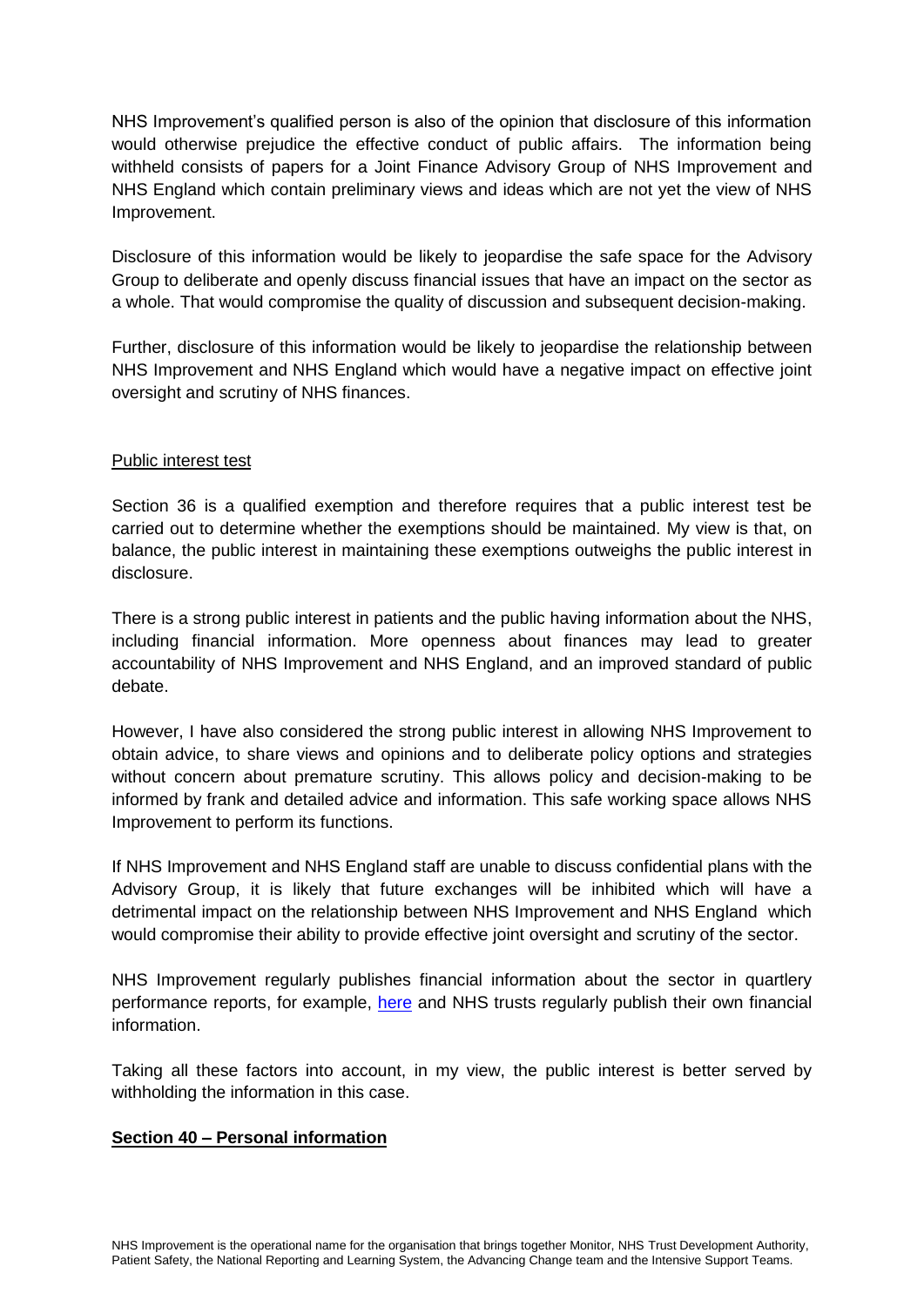NHS Improvement's qualified person is also of the opinion that disclosure of this information would otherwise prejudice the effective conduct of public affairs. The information being withheld consists of papers for a Joint Finance Advisory Group of NHS Improvement and NHS England which contain preliminary views and ideas which are not yet the view of NHS Improvement.

Disclosure of this information would be likely to jeopardise the safe space for the Advisory Group to deliberate and openly discuss financial issues that have an impact on the sector as a whole. That would compromise the quality of discussion and subsequent decision-making.

Further, disclosure of this information would be likely to jeopardise the relationship between NHS Improvement and NHS England which would have a negative impact on effective joint oversight and scrutiny of NHS finances.

Public interest test

Section 36 is a qualified exemption and therefore requires that a public interest test be carried out to determine whether the exemptions should be maintained. My view is that, on balance, the public interest in maintaining these exemptions outweighs the public interest in disclosure.

There is a strong public interest in patients and the public having information about the NHS, including financial information. More openness about finances may lead to greater accountability of NHS Improvement and NHS England, and an improved standard of public debate.

However, I have also considered the strong public interest in allowing NHS Improvement to obtain advice, to share views and opinions and to deliberate policy options and strategies without concern about premature scrutiny. This allows policy and decision-making to be informed by frank and detailed advice and information. This safe working space allows NHS Improvement to perform its functions.

If NHS Improvement and NHS England staff are unable to discuss confidential plans with the Advisory Group, it is likely that future exchanges will be inhibited which will have a detrimental impact on the relationship between NHS Improvement and NHS England which would compromise their ability to provide effective joint oversight and scrutiny of the sector.

NHS Improvement regularly publishes financial information about the sector in quartlery performance reports, for example, here and NHS trusts regularly publish their own financial information.

Taking all these factors into account, in my view, the public interest is better served by withholding the information in this case.

**Section 40 – Personal information**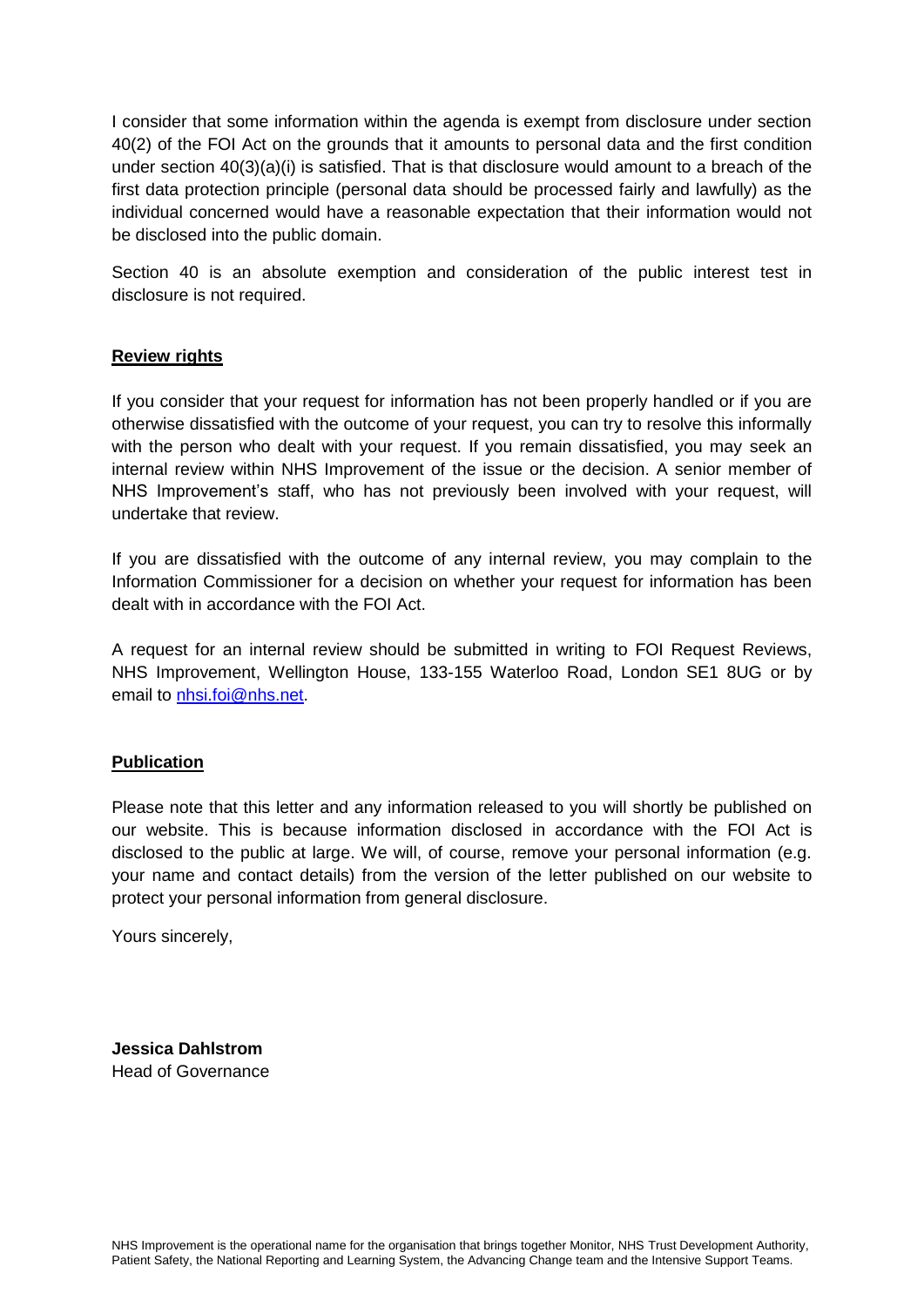I consider that some information within the agenda is exempt from disclosure under section 40(2) of the FOI Act on the grounds that it amounts to personal data and the first condition under section 40(3)(a)(i) is satisfied. That is that disclosure would amount to a breach of the first data protection principle (personal data should be processed fairly and lawfully) as the individual concerned would have a reasonable expectation that their information would not be disclosed into the public domain.

Section 40 is an absolute exemption and consideration of the public interest test in disclosure is not required.

**Review rights**

If you consider that your request for information has not been properly handled or if you are otherwise dissatisfied with the outcome of your request, you can try to resolve this informally with the person who dealt with your request. If you remain dissatisfied, you may seek an internal review within NHS Improvement of the issue or the decision. A senior member of NHS Improvement's staff, who has not previously been involved with your request, will undertake that review.

If you are dissatisfied with the outcome of any internal review, you may complain to the Information Commissioner for a decision on whether your request for information has been dealt with in accordance with the FOI Act.

A request for an internal review should be submitted in writing to FOI Request Reviews, NHS Improvement, Wellington House, 133-155 Waterloo Road, London SE1 8UG or by email to nhsi.foi@nhs.net.

**Publication**

Please note that this letter and any information released to you will shortly be published on our website. This is because information disclosed in accordance with the FOI Act is disclosed to the public at large. We will, of course, remove your personal information (e.g. your name and contact details) from the version of the letter published on our website to protect your personal information from general disclosure.

Yours sincerely,

**Jessica Dahlstrom**
Head of Governance

NHS Improvement is the operational name for the organisation that brings together Monitor, NHS Trust Development Authority, Patient Safety, the National Reporting and Learning System, the Advancing Change team and the Intensive Support Teams.